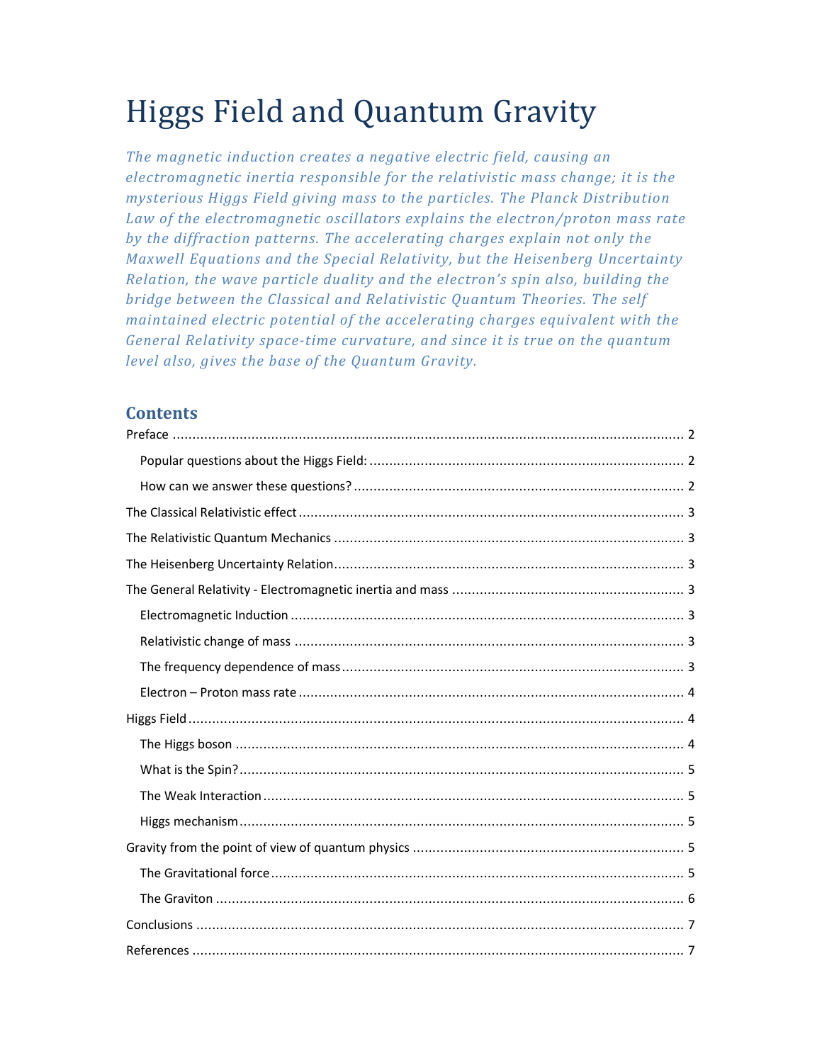# Higgs Field and Quantum Gravity

*The magnetic induction creates a negative electric field, causing an electromagnetic inertia responsible for the relativistic mass change; it is the mysterious Higgs Field giving mass to the particles. The Planck Distribution Law of the electromagnetic oscillators explains the electron/proton mass rate by the diffraction patterns. The accelerating charges explain not only the Maxwell Equations and the Special Relativity, but the Heisenberg Uncertainty Relation, the wave particle duality and the electron's spin also, building the bridge between the Classical and Relativistic Quantum Theories. The self maintained electric potential of the accelerating charges equivalent with the General Relativity space-time curvature, and since it is true on the quantum level also, gives the base of the Quantum Gravity.*

## Contents

Preface ........................................................................................................................ 2

- Popular questions about the Higgs Field: ...................................................................... 2
- How can we answer these questions? ........................................................................... 2

The Classical Relativistic effect ......................................................................................... 3

The Relativistic Quantum Mechanics ................................................................................ 3

The Heisenberg Uncertainty Relation ................................................................................ 3

The General Relativity - Electromagnetic inertia and mass .................................................. 3

- Electromagnetic Induction ........................................................................................... 3
- Relativistic change of mass .......................................................................................... 3
- The frequency dependence of mass .............................................................................. 3
- Electron – Proton mass rate ......................................................................................... 4

Higgs Field ...................................................................................................................... 4

- The Higgs boson ......................................................................................................... 4
- What is the Spin? ........................................................................................................ 5
- The Weak Interaction .................................................................................................. 5
- Higgs mechanism ........................................................................................................ 5

Gravity from the point of view of quantum physics ............................................................ 5

- The Gravitational force ............................................................................................... 5
- The Graviton .............................................................................................................. 6

Conclusions ..................................................................................................................... 7

References ...................................................................................................................... 7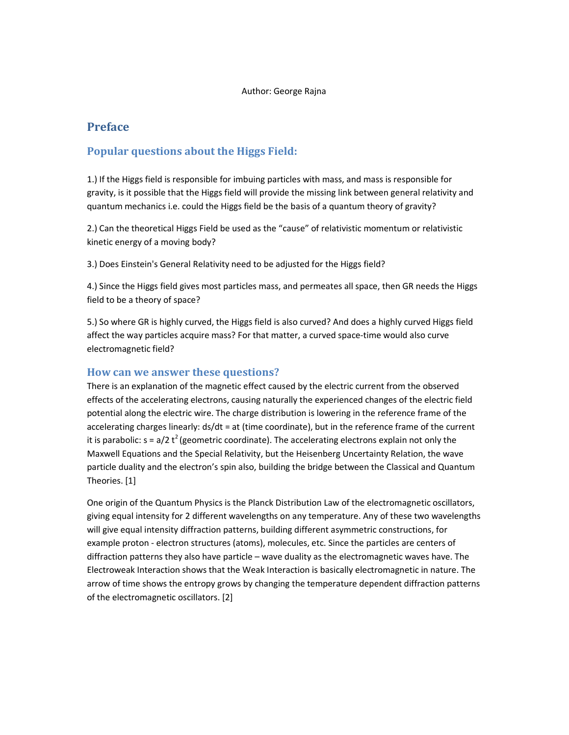Author: George Rajna

## Preface

### Popular questions about the Higgs Field:

1.) If the Higgs field is responsible for imbuing particles with mass, and mass is responsible for gravity, is it possible that the Higgs field will provide the missing link between general relativity and quantum mechanics i.e. could the Higgs field be the basis of a quantum theory of gravity?

2.) Can the theoretical Higgs Field be used as the "cause" of relativistic momentum or relativistic kinetic energy of a moving body?

3.) Does Einstein's General Relativity need to be adjusted for the Higgs field?

4.) Since the Higgs field gives most particles mass, and permeates all space, then GR needs the Higgs field to be a theory of space?

5.) So where GR is highly curved, the Higgs field is also curved? And does a highly curved Higgs field affect the way particles acquire mass? For that matter, a curved space-time would also curve electromagnetic field?

### How can we answer these questions?

There is an explanation of the magnetic effect caused by the electric current from the observed effects of the accelerating electrons, causing naturally the experienced changes of the electric field potential along the electric wire. The charge distribution is lowering in the reference frame of the accelerating charges linearly: $ds/dt = at$ (time coordinate), but in the reference frame of the current it is parabolic: $s = a/2\, t^2$ (geometric coordinate). The accelerating electrons explain not only the Maxwell Equations and the Special Relativity, but the Heisenberg Uncertainty Relation, the wave particle duality and the electron's spin also, building the bridge between the Classical and Quantum Theories. [1]

One origin of the Quantum Physics is the Planck Distribution Law of the electromagnetic oscillators, giving equal intensity for 2 different wavelengths on any temperature. Any of these two wavelengths will give equal intensity diffraction patterns, building different asymmetric constructions, for example proton - electron structures (atoms), molecules, etc. Since the particles are centers of diffraction patterns they also have particle – wave duality as the electromagnetic waves have. The Electroweak Interaction shows that the Weak Interaction is basically electromagnetic in nature. The arrow of time shows the entropy grows by changing the temperature dependent diffraction patterns of the electromagnetic oscillators. [2]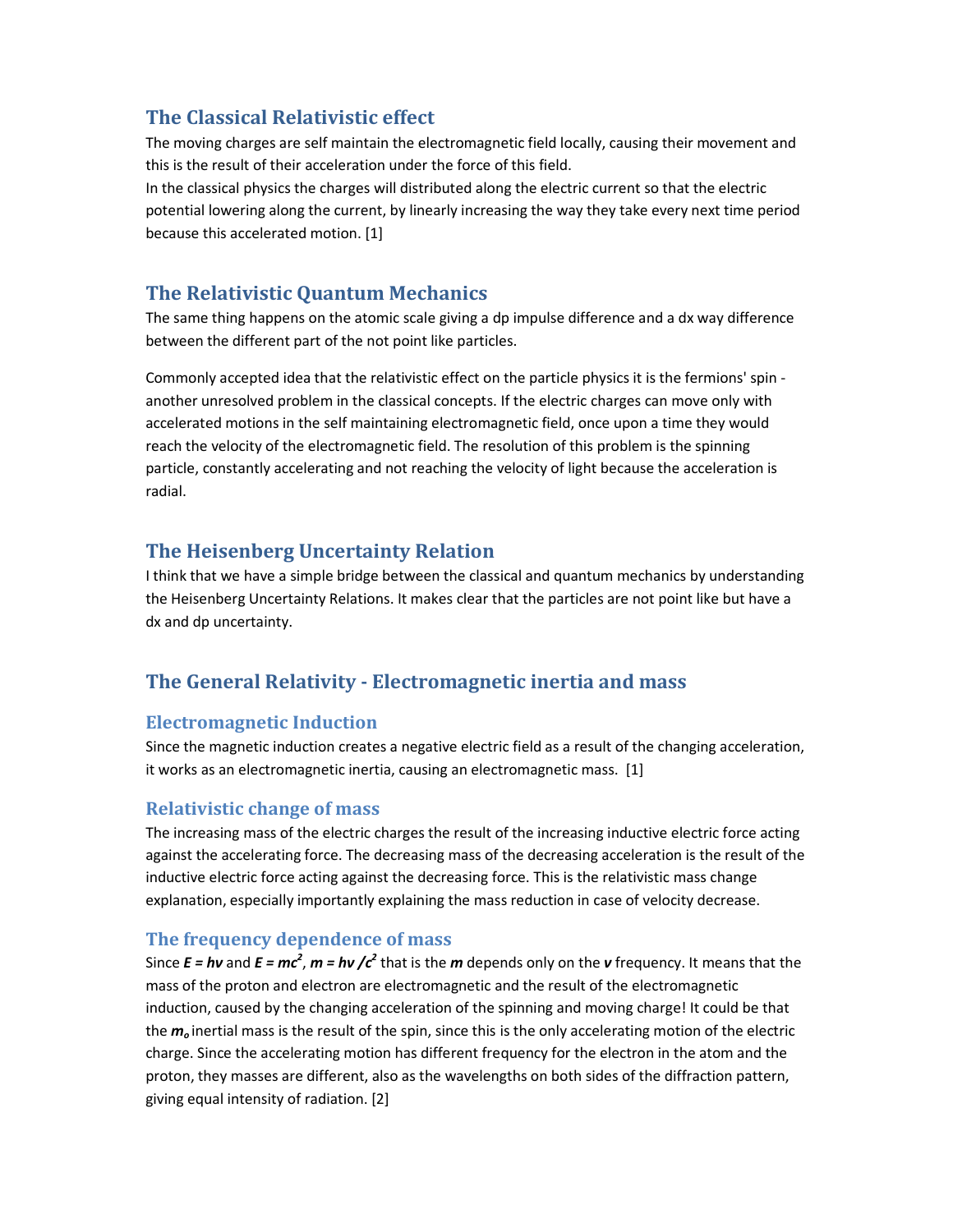## The Classical Relativistic effect

The moving charges are self maintain the electromagnetic field locally, causing their movement and this is the result of their acceleration under the force of this field.
In the classical physics the charges will distributed along the electric current so that the electric potential lowering along the current, by linearly increasing the way they take every next time period because this accelerated motion. [1]

## The Relativistic Quantum Mechanics

The same thing happens on the atomic scale giving a dp impulse difference and a dx way difference between the different part of the not point like particles.

Commonly accepted idea that the relativistic effect on the particle physics it is the fermions' spin - another unresolved problem in the classical concepts. If the electric charges can move only with accelerated motions in the self maintaining electromagnetic field, once upon a time they would reach the velocity of the electromagnetic field. The resolution of this problem is the spinning particle, constantly accelerating and not reaching the velocity of light because the acceleration is radial.

## The Heisenberg Uncertainty Relation

I think that we have a simple bridge between the classical and quantum mechanics by understanding the Heisenberg Uncertainty Relations. It makes clear that the particles are not point like but have a dx and dp uncertainty.

## The General Relativity - Electromagnetic inertia and mass

### Electromagnetic Induction

Since the magnetic induction creates a negative electric field as a result of the changing acceleration, it works as an electromagnetic inertia, causing an electromagnetic mass. [1]

### Relativistic change of mass

The increasing mass of the electric charges the result of the increasing inductive electric force acting against the accelerating force. The decreasing mass of the decreasing acceleration is the result of the inductive electric force acting against the decreasing force. This is the relativistic mass change explanation, especially importantly explaining the mass reduction in case of velocity decrease.

### The frequency dependence of mass

Since $E = h\nu$ and $E = mc^2$, $m = h\nu /c^2$ that is the $m$ depends only on the $\nu$ frequency. It means that the mass of the proton and electron are electromagnetic and the result of the electromagnetic induction, caused by the changing acceleration of the spinning and moving charge! It could be that the $m_o$ inertial mass is the result of the spin, since this is the only accelerating motion of the electric charge. Since the accelerating motion has different frequency for the electron in the atom and the proton, they masses are different, also as the wavelengths on both sides of the diffraction pattern, giving equal intensity of radiation. [2]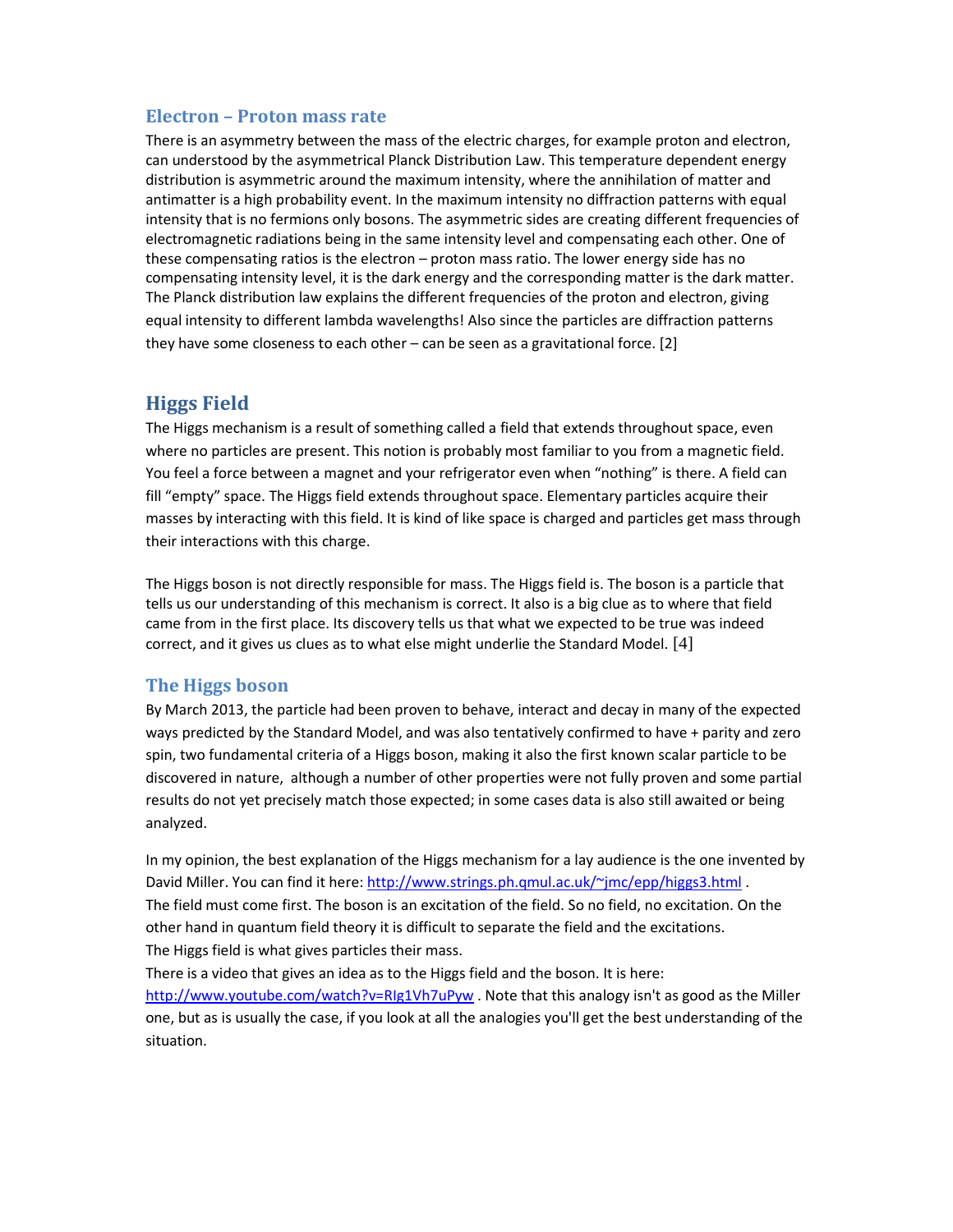### Electron – Proton mass rate

There is an asymmetry between the mass of the electric charges, for example proton and electron, can understood by the asymmetrical Planck Distribution Law. This temperature dependent energy distribution is asymmetric around the maximum intensity, where the annihilation of matter and antimatter is a high probability event. In the maximum intensity no diffraction patterns with equal intensity that is no fermions only bosons. The asymmetric sides are creating different frequencies of electromagnetic radiations being in the same intensity level and compensating each other. One of these compensating ratios is the electron – proton mass ratio. The lower energy side has no compensating intensity level, it is the dark energy and the corresponding matter is the dark matter. The Planck distribution law explains the different frequencies of the proton and electron, giving equal intensity to different lambda wavelengths! Also since the particles are diffraction patterns they have some closeness to each other – can be seen as a gravitational force. [2]

## Higgs Field

The Higgs mechanism is a result of something called a field that extends throughout space, even where no particles are present. This notion is probably most familiar to you from a magnetic field. You feel a force between a magnet and your refrigerator even when "nothing" is there. A field can fill "empty" space. The Higgs field extends throughout space. Elementary particles acquire their masses by interacting with this field. It is kind of like space is charged and particles get mass through their interactions with this charge.

The Higgs boson is not directly responsible for mass. The Higgs field is. The boson is a particle that tells us our understanding of this mechanism is correct. It also is a big clue as to where that field came from in the first place. Its discovery tells us that what we expected to be true was indeed correct, and it gives us clues as to what else might underlie the Standard Model. [4]

### The Higgs boson

By March 2013, the particle had been proven to behave, interact and decay in many of the expected ways predicted by the Standard Model, and was also tentatively confirmed to have + parity and zero spin, two fundamental criteria of a Higgs boson, making it also the first known scalar particle to be discovered in nature, although a number of other properties were not fully proven and some partial results do not yet precisely match those expected; in some cases data is also still awaited or being analyzed.

In my opinion, the best explanation of the Higgs mechanism for a lay audience is the one invented by David Miller. You can find it here: http://www.strings.ph.qmul.ac.uk/~jmc/epp/higgs3.html .
The field must come first. The boson is an excitation of the field. So no field, no excitation. On the other hand in quantum field theory it is difficult to separate the field and the excitations.
The Higgs field is what gives particles their mass.
There is a video that gives an idea as to the Higgs field and the boson. It is here: http://www.youtube.com/watch?v=RIg1Vh7uPyw . Note that this analogy isn't as good as the Miller one, but as is usually the case, if you look at all the analogies you'll get the best understanding of the situation.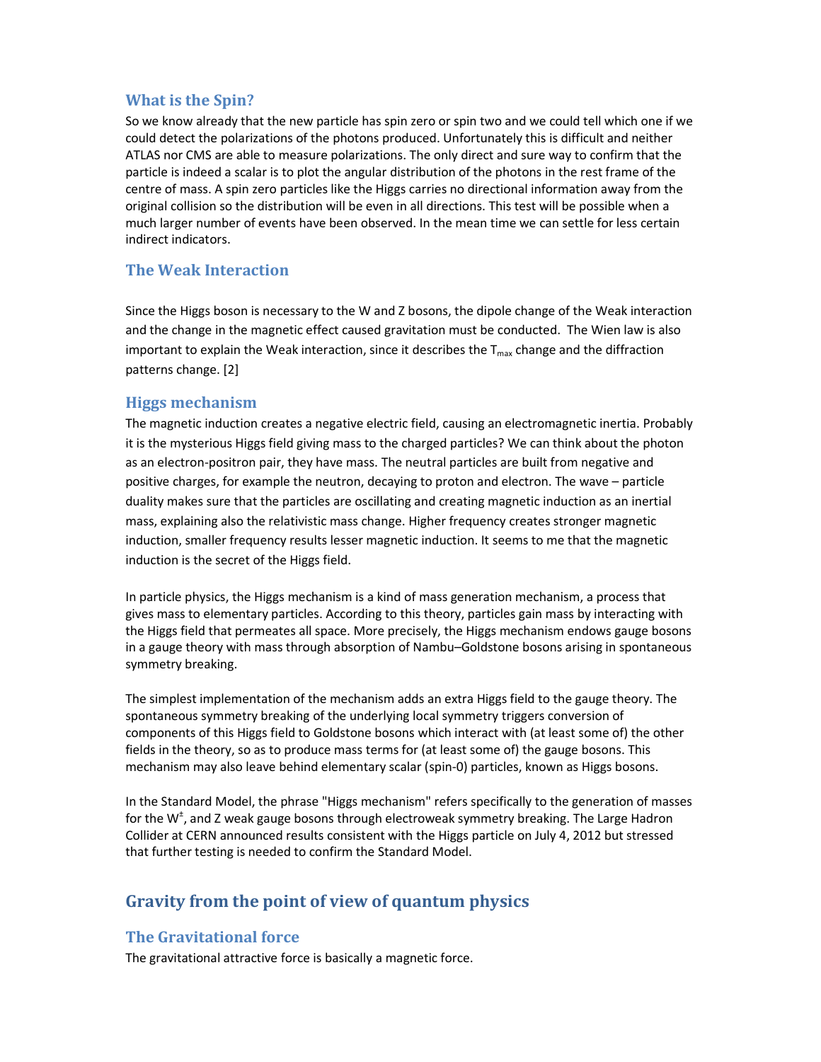## What is the Spin?

So we know already that the new particle has spin zero or spin two and we could tell which one if we could detect the polarizations of the photons produced. Unfortunately this is difficult and neither ATLAS nor CMS are able to measure polarizations. The only direct and sure way to confirm that the particle is indeed a scalar is to plot the angular distribution of the photons in the rest frame of the centre of mass. A spin zero particles like the Higgs carries no directional information away from the original collision so the distribution will be even in all directions. This test will be possible when a much larger number of events have been observed. In the mean time we can settle for less certain indirect indicators.

## The Weak Interaction

Since the Higgs boson is necessary to the W and Z bosons, the dipole change of the Weak interaction and the change in the magnetic effect caused gravitation must be conducted. The Wien law is also important to explain the Weak interaction, since it describes the $T_{max}$ change and the diffraction patterns change. [2]

## Higgs mechanism

The magnetic induction creates a negative electric field, causing an electromagnetic inertia. Probably it is the mysterious Higgs field giving mass to the charged particles? We can think about the photon as an electron-positron pair, they have mass. The neutral particles are built from negative and positive charges, for example the neutron, decaying to proton and electron. The wave – particle duality makes sure that the particles are oscillating and creating magnetic induction as an inertial mass, explaining also the relativistic mass change. Higher frequency creates stronger magnetic induction, smaller frequency results lesser magnetic induction. It seems to me that the magnetic induction is the secret of the Higgs field.

In particle physics, the Higgs mechanism is a kind of mass generation mechanism, a process that gives mass to elementary particles. According to this theory, particles gain mass by interacting with the Higgs field that permeates all space. More precisely, the Higgs mechanism endows gauge bosons in a gauge theory with mass through absorption of Nambu–Goldstone bosons arising in spontaneous symmetry breaking.

The simplest implementation of the mechanism adds an extra Higgs field to the gauge theory. The spontaneous symmetry breaking of the underlying local symmetry triggers conversion of components of this Higgs field to Goldstone bosons which interact with (at least some of) the other fields in the theory, so as to produce mass terms for (at least some of) the gauge bosons. This mechanism may also leave behind elementary scalar (spin-0) particles, known as Higgs bosons.

In the Standard Model, the phrase "Higgs mechanism" refers specifically to the generation of masses for the $W^{\pm}$, and Z weak gauge bosons through electroweak symmetry breaking. The Large Hadron Collider at CERN announced results consistent with the Higgs particle on July 4, 2012 but stressed that further testing is needed to confirm the Standard Model.

# Gravity from the point of view of quantum physics

## The Gravitational force

The gravitational attractive force is basically a magnetic force.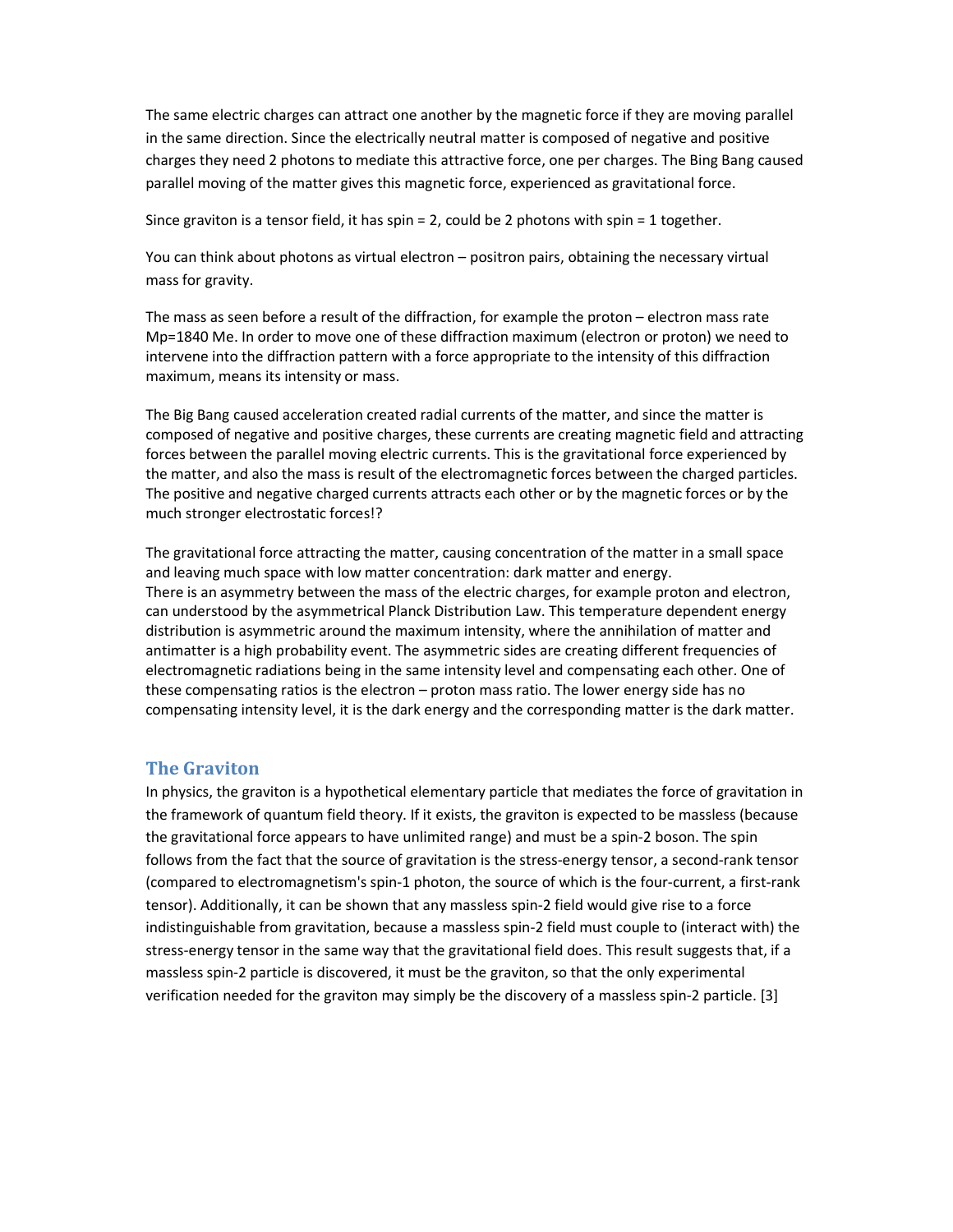The same electric charges can attract one another by the magnetic force if they are moving parallel in the same direction. Since the electrically neutral matter is composed of negative and positive charges they need 2 photons to mediate this attractive force, one per charges. The Bing Bang caused parallel moving of the matter gives this magnetic force, experienced as gravitational force.

Since graviton is a tensor field, it has spin = 2, could be 2 photons with spin = 1 together.

You can think about photons as virtual electron – positron pairs, obtaining the necessary virtual mass for gravity.

The mass as seen before a result of the diffraction, for example the proton – electron mass rate Mp=1840 Me. In order to move one of these diffraction maximum (electron or proton) we need to intervene into the diffraction pattern with a force appropriate to the intensity of this diffraction maximum, means its intensity or mass.

The Big Bang caused acceleration created radial currents of the matter, and since the matter is composed of negative and positive charges, these currents are creating magnetic field and attracting forces between the parallel moving electric currents. This is the gravitational force experienced by the matter, and also the mass is result of the electromagnetic forces between the charged particles. The positive and negative charged currents attracts each other or by the magnetic forces or by the much stronger electrostatic forces!?

The gravitational force attracting the matter, causing concentration of the matter in a small space and leaving much space with low matter concentration: dark matter and energy.
There is an asymmetry between the mass of the electric charges, for example proton and electron, can understood by the asymmetrical Planck Distribution Law. This temperature dependent energy distribution is asymmetric around the maximum intensity, where the annihilation of matter and antimatter is a high probability event. The asymmetric sides are creating different frequencies of electromagnetic radiations being in the same intensity level and compensating each other. One of these compensating ratios is the electron – proton mass ratio. The lower energy side has no compensating intensity level, it is the dark energy and the corresponding matter is the dark matter.

## The Graviton

In physics, the graviton is a hypothetical elementary particle that mediates the force of gravitation in the framework of quantum field theory. If it exists, the graviton is expected to be massless (because the gravitational force appears to have unlimited range) and must be a spin-2 boson. The spin follows from the fact that the source of gravitation is the stress-energy tensor, a second-rank tensor (compared to electromagnetism's spin-1 photon, the source of which is the four-current, a first-rank tensor). Additionally, it can be shown that any massless spin-2 field would give rise to a force indistinguishable from gravitation, because a massless spin-2 field must couple to (interact with) the stress-energy tensor in the same way that the gravitational field does. This result suggests that, if a massless spin-2 particle is discovered, it must be the graviton, so that the only experimental verification needed for the graviton may simply be the discovery of a massless spin-2 particle. [3]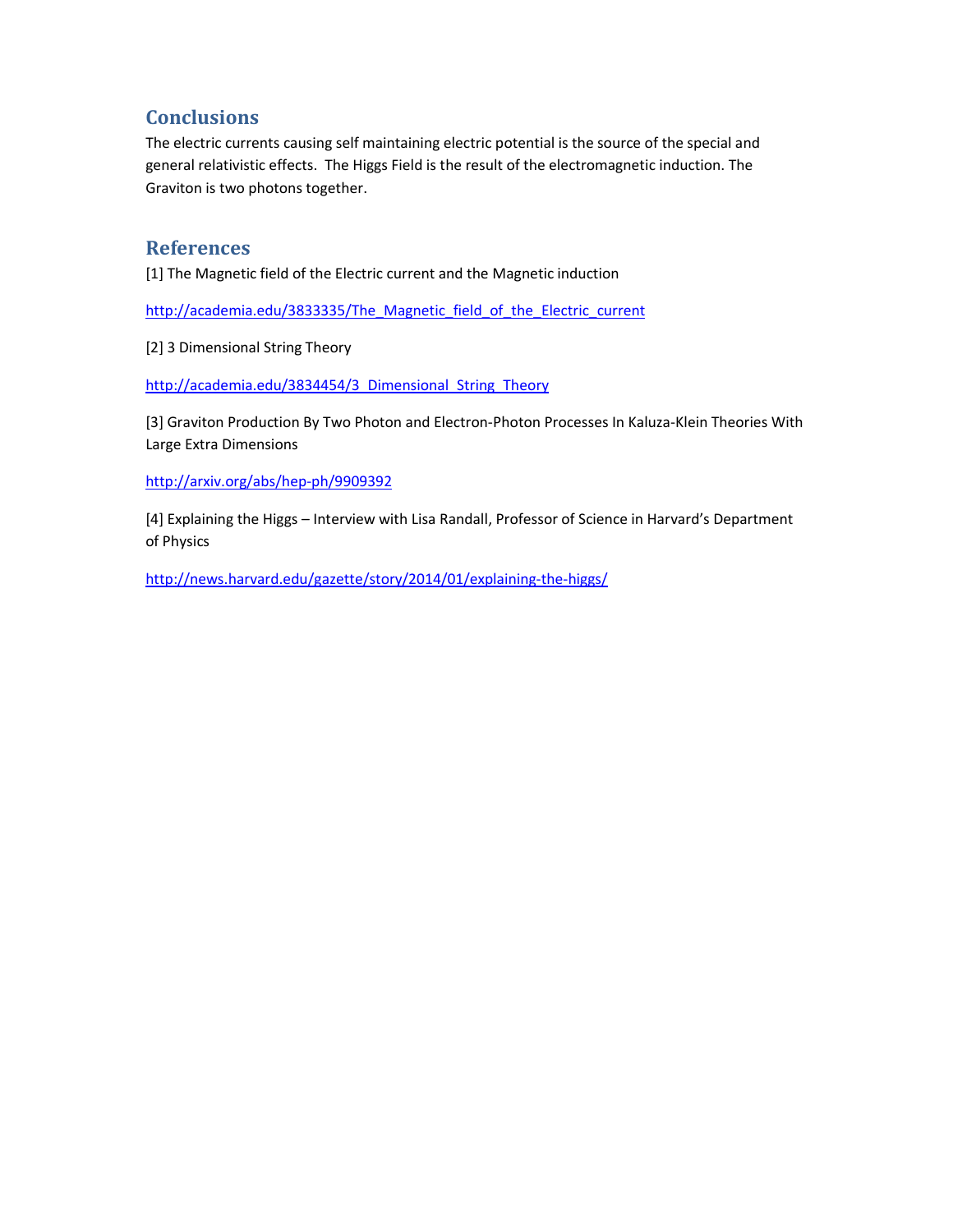## Conclusions

The electric currents causing self maintaining electric potential is the source of the special and general relativistic effects. The Higgs Field is the result of the electromagnetic induction. The Graviton is two photons together.

## References

[1] The Magnetic field of the Electric current and the Magnetic induction

http://academia.edu/3833335/The_Magnetic_field_of_the_Electric_current

[2] 3 Dimensional String Theory

http://academia.edu/3834454/3_Dimensional_String_Theory

[3] Graviton Production By Two Photon and Electron-Photon Processes In Kaluza-Klein Theories With Large Extra Dimensions

http://arxiv.org/abs/hep-ph/9909392

[4] Explaining the Higgs – Interview with Lisa Randall, Professor of Science in Harvard's Department of Physics

http://news.harvard.edu/gazette/story/2014/01/explaining-the-higgs/